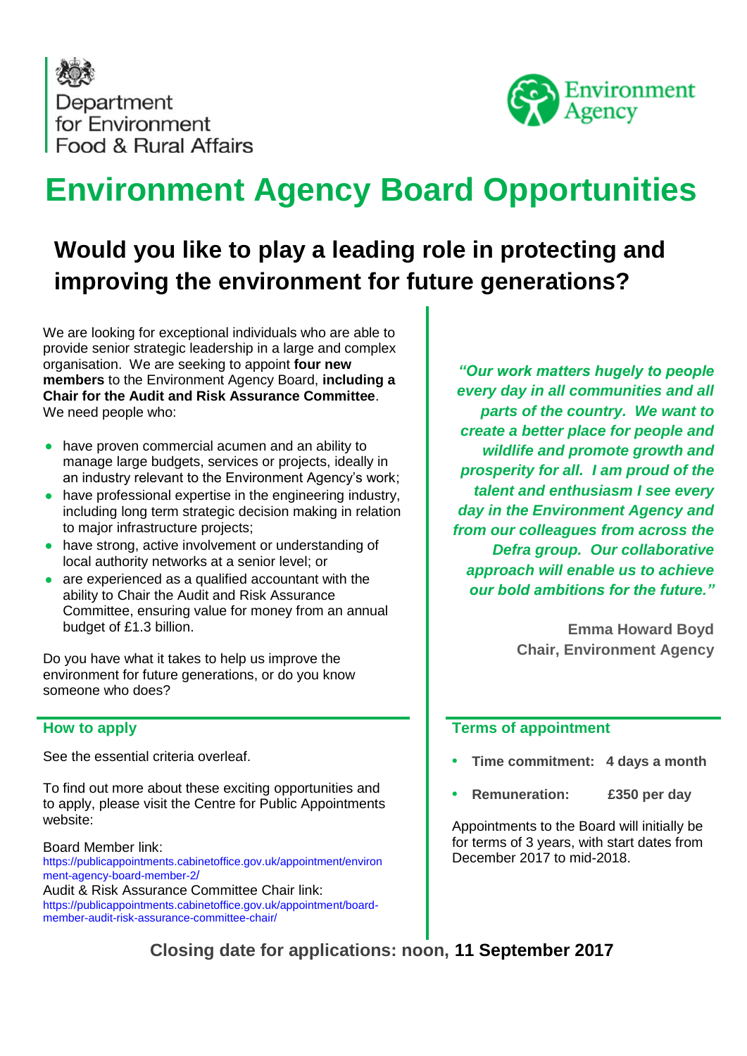Department for Environment Food & Rural Affairs

Environment Agency

# Environment Agency Board Opportunities

## Would you like to play a leading role in protecting and improving the environment for future generations?

We are looking for exceptional individuals who are able to provide senior strategic leadership in a large and complex organisation. We are seeking to appoint **four new members** to the Environment Agency Board, **including a Chair for the Audit and Risk Assurance Committee**. We need people who:

- have proven commercial acumen and an ability to manage large budgets, services or projects, ideally in an industry relevant to the Environment Agency's work;
- have professional expertise in the engineering industry, including long term strategic decision making in relation to major infrastructure projects;
- have strong, active involvement or understanding of local authority networks at a senior level; or
- are experienced as a qualified accountant with the ability to Chair the Audit and Risk Assurance Committee, ensuring value for money from an annual budget of £1.3 billion.

Do you have what it takes to help us improve the environment for future generations, or do you know someone who does?

***"Our work matters hugely to people every day in all communities and all parts of the country. We want to create a better place for people and wildlife and promote growth and prosperity for all. I am proud of the talent and enthusiasm I see every day in the Environment Agency and from our colleagues from across the Defra group. Our collaborative approach will enable us to achieve our bold ambitions for the future."***

**Emma Howard Boyd**
**Chair, Environment Agency**

### How to apply

See the essential criteria overleaf.

To find out more about these exciting opportunities and to apply, please visit the Centre for Public Appointments website:

Board Member link:
https://publicappointments.cabinetoffice.gov.uk/appointment/environment-agency-board-member-2/

Audit & Risk Assurance Committee Chair link:
https://publicappointments.cabinetoffice.gov.uk/appointment/board-member-audit-risk-assurance-committee-chair/

### Terms of appointment

- **Time commitment: 4 days a month**
- **Remuneration: £350 per day**

Appointments to the Board will initially be for terms of 3 years, with start dates from December 2017 to mid-2018.

**Closing date for applications: noon, 11 September 2017**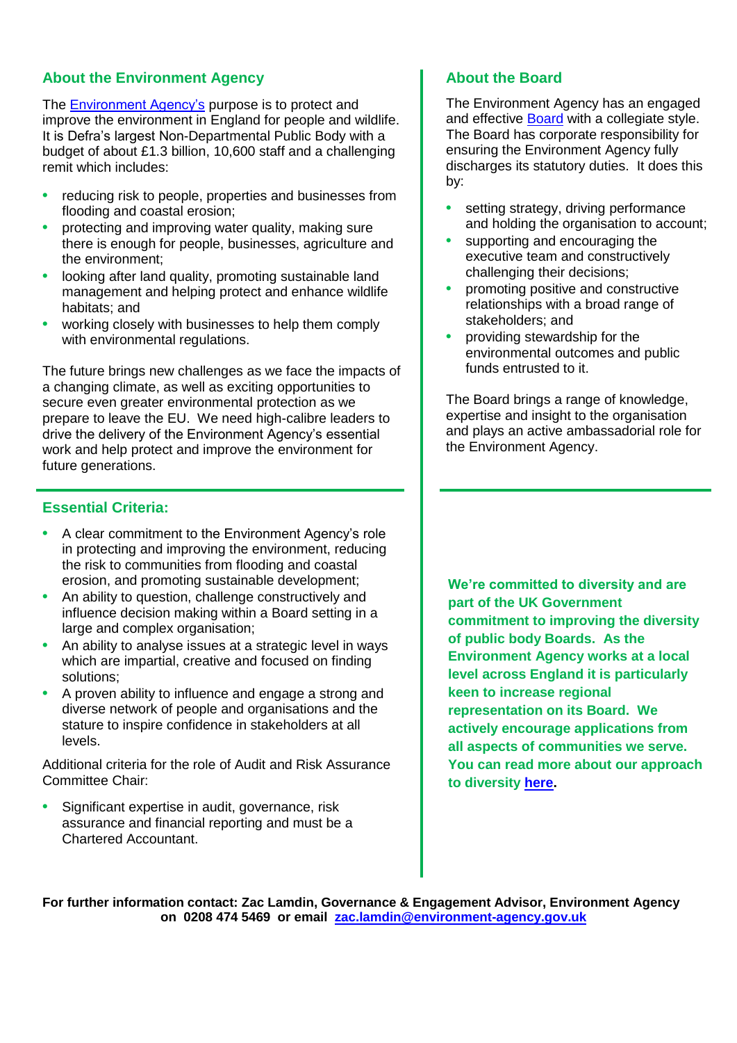## About the Environment Agency

The Environment Agency's purpose is to protect and improve the environment in England for people and wildlife. It is Defra's largest Non-Departmental Public Body with a budget of about £1.3 billion, 10,600 staff and a challenging remit which includes:

- reducing risk to people, properties and businesses from flooding and coastal erosion;
- protecting and improving water quality, making sure there is enough for people, businesses, agriculture and the environment;
- looking after land quality, promoting sustainable land management and helping protect and enhance wildlife habitats; and
- working closely with businesses to help them comply with environmental regulations.

The future brings new challenges as we face the impacts of a changing climate, as well as exciting opportunities to secure even greater environmental protection as we prepare to leave the EU. We need high-calibre leaders to drive the delivery of the Environment Agency's essential work and help protect and improve the environment for future generations.

## Essential Criteria:

- A clear commitment to the Environment Agency's role in protecting and improving the environment, reducing the risk to communities from flooding and coastal erosion, and promoting sustainable development;
- An ability to question, challenge constructively and influence decision making within a Board setting in a large and complex organisation;
- An ability to analyse issues at a strategic level in ways which are impartial, creative and focused on finding solutions;
- A proven ability to influence and engage a strong and diverse network of people and organisations and the stature to inspire confidence in stakeholders at all levels.

Additional criteria for the role of Audit and Risk Assurance Committee Chair:

- Significant expertise in audit, governance, risk assurance and financial reporting and must be a Chartered Accountant.

## About the Board

The Environment Agency has an engaged and effective Board with a collegiate style. The Board has corporate responsibility for ensuring the Environment Agency fully discharges its statutory duties. It does this by:

- setting strategy, driving performance and holding the organisation to account;
- supporting and encouraging the executive team and constructively challenging their decisions;
- promoting positive and constructive relationships with a broad range of stakeholders; and
- providing stewardship for the environmental outcomes and public funds entrusted to it.

The Board brings a range of knowledge, expertise and insight to the organisation and plays an active ambassadorial role for the Environment Agency.

**We're committed to diversity and are part of the UK Government commitment to improving the diversity of public body Boards. As the Environment Agency works at a local level across England it is particularly keen to increase regional representation on its Board. We actively encourage applications from all aspects of communities we serve. You can read more about our approach to diversity here.**

**For further information contact: Zac Lamdin, Governance & Engagement Advisor, Environment Agency on 0208 474 5469 or email zac.lamdin@environment-agency.gov.uk**